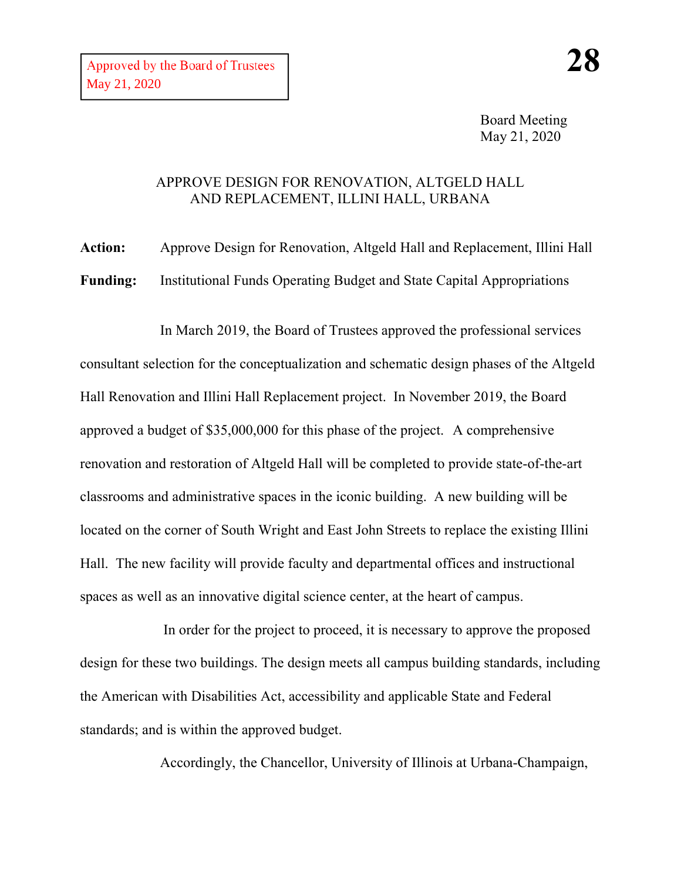Approved by the Board of Trustees
May 21, 2020

**28**

Board Meeting
May 21, 2020

# APPROVE DESIGN FOR RENOVATION, ALTGELD HALL AND REPLACEMENT, ILLINI HALL, URBANA

**Action:** Approve Design for Renovation, Altgeld Hall and Replacement, Illini Hall

**Funding:** Institutional Funds Operating Budget and State Capital Appropriations

In March 2019, the Board of Trustees approved the professional services consultant selection for the conceptualization and schematic design phases of the Altgeld Hall Renovation and Illini Hall Replacement project. In November 2019, the Board approved a budget of $35,000,000 for this phase of the project. A comprehensive renovation and restoration of Altgeld Hall will be completed to provide state-of-the-art classrooms and administrative spaces in the iconic building. A new building will be located on the corner of South Wright and East John Streets to replace the existing Illini Hall. The new facility will provide faculty and departmental offices and instructional spaces as well as an innovative digital science center, at the heart of campus.

In order for the project to proceed, it is necessary to approve the proposed design for these two buildings. The design meets all campus building standards, including the American with Disabilities Act, accessibility and applicable State and Federal standards; and is within the approved budget.

Accordingly, the Chancellor, University of Illinois at Urbana-Champaign,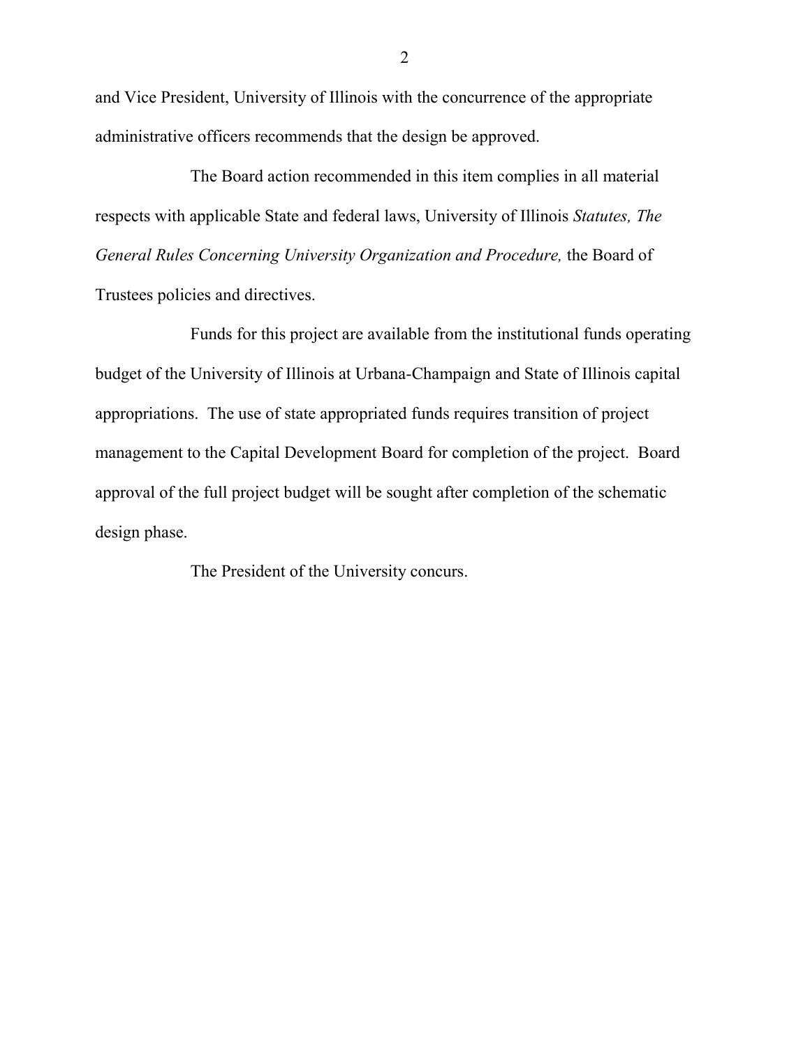and Vice President, University of Illinois with the concurrence of the appropriate administrative officers recommends that the design be approved.

The Board action recommended in this item complies in all material respects with applicable State and federal laws, University of Illinois *Statutes, The General Rules Concerning University Organization and Procedure,* the Board of Trustees policies and directives.

Funds for this project are available from the institutional funds operating budget of the University of Illinois at Urbana-Champaign and State of Illinois capital appropriations. The use of state appropriated funds requires transition of project management to the Capital Development Board for completion of the project. Board approval of the full project budget will be sought after completion of the schematic design phase.

The President of the University concurs.